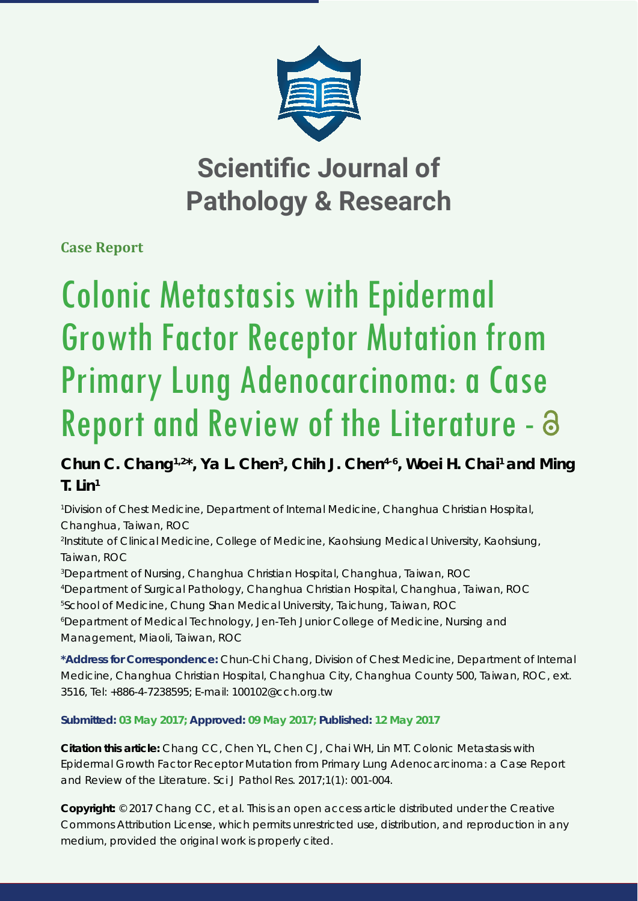# Scientific Journal of Pathology & Research

**Case Report**

# Colonic Metastasis with Epidermal Growth Factor Receptor Mutation from Primary Lung Adenocarcinoma: a Case Report and Review of the Literature

**Chun C. Chang[1,2]*, Ya L. Chen[3], Chih J. Chen[4-6], Woei H. Chai[1] and Ming T. Lin[1]**

[1]Division of Chest Medicine, Department of Internal Medicine, Changhua Christian Hospital, Changhua, Taiwan, ROC

[2]Institute of Clinical Medicine, College of Medicine, Kaohsiung Medical University, Kaohsiung, Taiwan, ROC

[3]Department of Nursing, Changhua Christian Hospital, Changhua, Taiwan, ROC

[4]Department of Surgical Pathology, Changhua Christian Hospital, Changhua, Taiwan, ROC

[5]School of Medicine, Chung Shan Medical University, Taichung, Taiwan, ROC

[6]Department of Medical Technology, Jen-Teh Junior College of Medicine, Nursing and Management, Miaoli, Taiwan, ROC

**\*Address for Correspondence:** Chun-Chi Chang, Division of Chest Medicine, Department of Internal Medicine, Changhua Christian Hospital, Changhua City, Changhua County 500, Taiwan, ROC, ext. 3516, Tel: +886-4-7238595; E-mail: 100102@cch.org.tw

**Submitted: 03 May 2017; Approved: 09 May 2017; Published: 12 May 2017**

**Citation this article:** Chang CC, Chen YL, Chen CJ, Chai WH, Lin MT. Colonic Metastasis with Epidermal Growth Factor Receptor Mutation from Primary Lung Adenocarcinoma: a Case Report and Review of the Literature. Sci J Pathol Res. 2017;1(1): 001-004.

**Copyright:** © 2017 Chang CC, et al. This is an open access article distributed under the Creative Commons Attribution License, which permits unrestricted use, distribution, and reproduction in any medium, provided the original work is properly cited.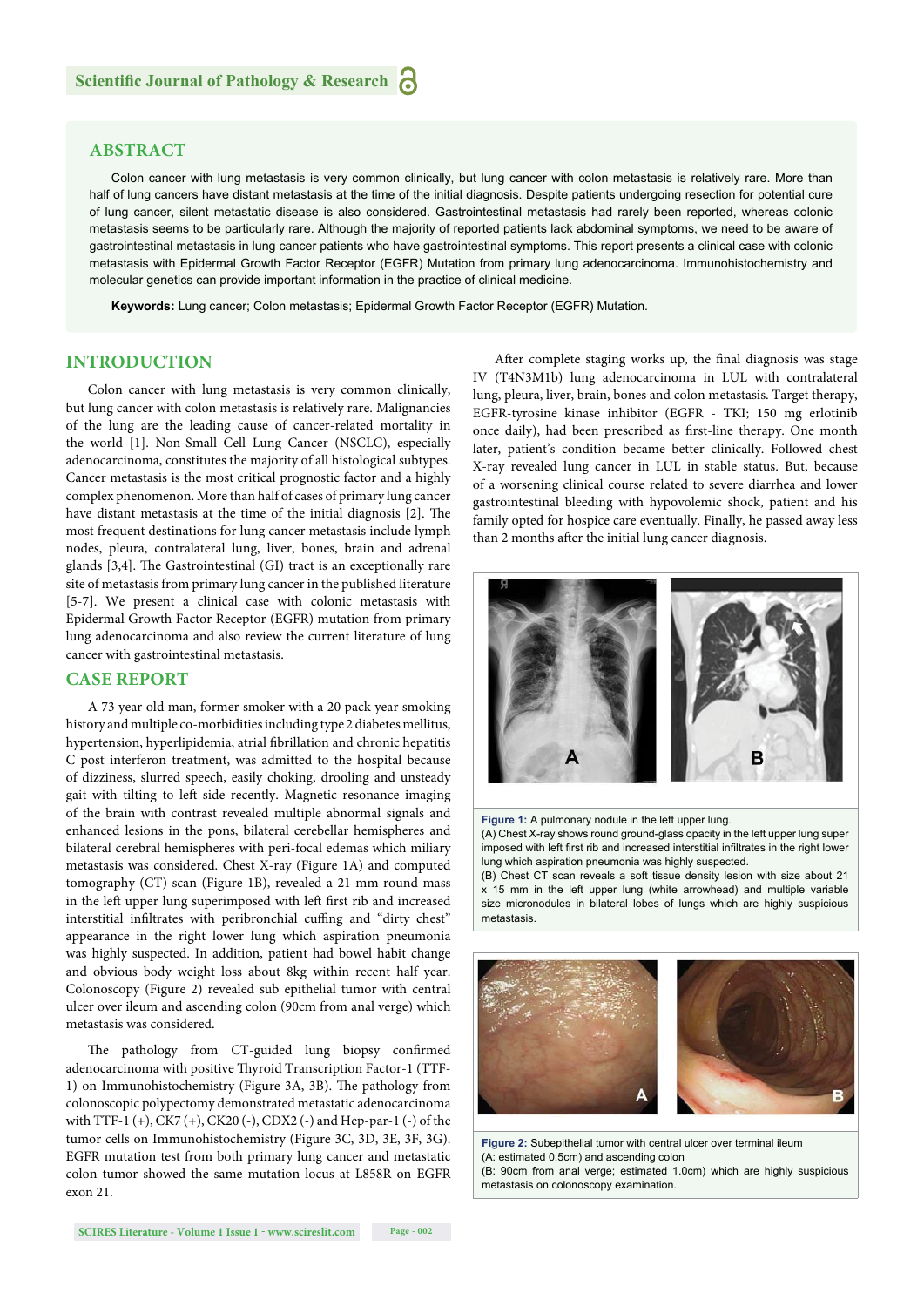## ABSTRACT

Colon cancer with lung metastasis is very common clinically, but lung cancer with colon metastasis is relatively rare. More than half of lung cancers have distant metastasis at the time of the initial diagnosis. Despite patients undergoing resection for potential cure of lung cancer, silent metastatic disease is also considered. Gastrointestinal metastasis had rarely been reported, whereas colonic metastasis seems to be particularly rare. Although the majority of reported patients lack abdominal symptoms, we need to be aware of gastrointestinal metastasis in lung cancer patients who have gastrointestinal symptoms. This report presents a clinical case with colonic metastasis with Epidermal Growth Factor Receptor (EGFR) Mutation from primary lung adenocarcinoma. Immunohistochemistry and molecular genetics can provide important information in the practice of clinical medicine.

**Keywords:** Lung cancer; Colon metastasis; Epidermal Growth Factor Receptor (EGFR) Mutation.

## INTRODUCTION

Colon cancer with lung metastasis is very common clinically, but lung cancer with colon metastasis is relatively rare. Malignancies of the lung are the leading cause of cancer-related mortality in the world [1]. Non-Small Cell Lung Cancer (NSCLC), especially adenocarcinoma, constitutes the majority of all histological subtypes. Cancer metastasis is the most critical prognostic factor and a highly complex phenomenon. More than half of cases of primary lung cancer have distant metastasis at the time of the initial diagnosis [2]. The most frequent destinations for lung cancer metastasis include lymph nodes, pleura, contralateral lung, liver, bones, brain and adrenal glands [3,4]. The Gastrointestinal (GI) tract is an exceptionally rare site of metastasis from primary lung cancer in the published literature [5-7]. We present a clinical case with colonic metastasis with Epidermal Growth Factor Receptor (EGFR) mutation from primary lung adenocarcinoma and also review the current literature of lung cancer with gastrointestinal metastasis.

## CASE REPORT

A 73 year old man, former smoker with a 20 pack year smoking history and multiple co-morbidities including type 2 diabetes mellitus, hypertension, hyperlipidemia, atrial fibrillation and chronic hepatitis C post interferon treatment, was admitted to the hospital because of dizziness, slurred speech, easily choking, drooling and unsteady gait with tilting to left side recently. Magnetic resonance imaging of the brain with contrast revealed multiple abnormal signals and enhanced lesions in the pons, bilateral cerebellar hemispheres and bilateral cerebral hemispheres with peri-focal edemas which miliary metastasis was considered. Chest X-ray (Figure 1A) and computed tomography (CT) scan (Figure 1B), revealed a 21 mm round mass in the left upper lung superimposed with left first rib and increased interstitial infiltrates with peribronchial cuffing and "dirty chest" appearance in the right lower lung which aspiration pneumonia was highly suspected. In addition, patient had bowel habit change and obvious body weight loss about 8kg within recent half year. Colonoscopy (Figure 2) revealed sub epithelial tumor with central ulcer over ileum and ascending colon (90cm from anal verge) which metastasis was considered.

The pathology from CT-guided lung biopsy confirmed adenocarcinoma with positive Thyroid Transcription Factor-1 (TTF-1) on Immunohistochemistry (Figure 3A, 3B). The pathology from colonoscopic polypectomy demonstrated metastatic adenocarcinoma with TTF-1 (+), CK7 (+), CK20 (-), CDX2 (-) and Hep-par-1 (-) of the tumor cells on Immunohistochemistry (Figure 3C, 3D, 3E, 3F, 3G). EGFR mutation test from both primary lung cancer and metastatic colon tumor showed the same mutation locus at L858R on EGFR exon 21.

After complete staging works up, the final diagnosis was stage IV (T4N3M1b) lung adenocarcinoma in LUL with contralateral lung, pleura, liver, brain, bones and colon metastasis. Target therapy, EGFR-tyrosine kinase inhibitor (EGFR - TKI; 150 mg erlotinib once daily), had been prescribed as first-line therapy. One month later, patient's condition became better clinically. Followed chest X-ray revealed lung cancer in LUL in stable status. But, because of a worsening clinical course related to severe diarrhea and lower gastrointestinal bleeding with hypovolemic shock, patient and his family opted for hospice care eventually. Finally, he passed away less than 2 months after the initial lung cancer diagnosis.

**Figure 1:** A pulmonary nodule in the left upper lung.
(A) Chest X-ray shows round ground-glass opacity in the left upper lung super imposed with left first rib and increased interstitial infiltrates in the right lower lung which aspiration pneumonia was highly suspected.
(B) Chest CT scan reveals a soft tissue density lesion with size about 21 x 15 mm in the left upper lung (white arrowhead) and multiple variable size micronodules in bilateral lobes of lungs which are highly suspicious metastasis.

**Figure 2:** Subepithelial tumor with central ulcer over terminal ileum
(A: estimated 0.5cm) and ascending colon
(B: 90cm from anal verge; estimated 1.0cm) which are highly suspicious metastasis on colonoscopy examination.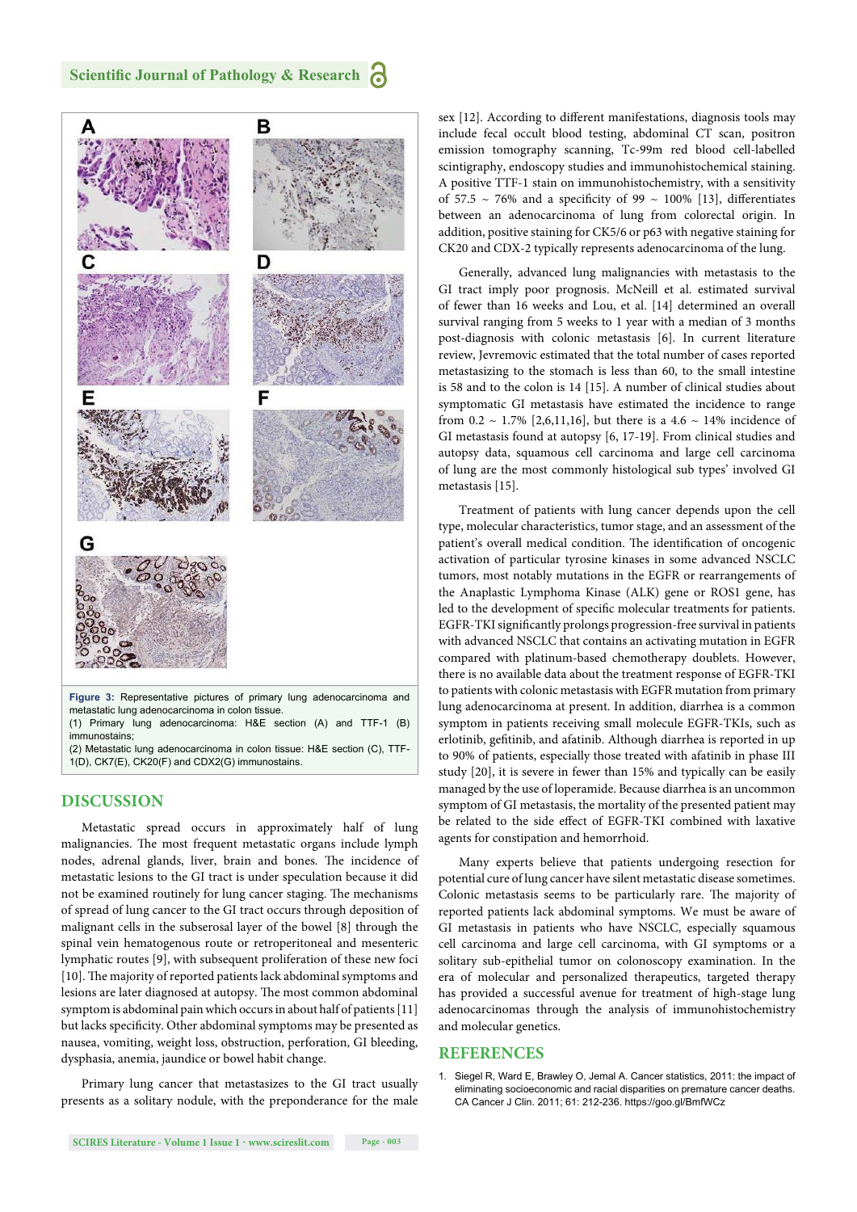**Figure 3:** Representative pictures of primary lung adenocarcinoma and metastatic lung adenocarcinoma in colon tissue.
(1) Primary lung adenocarcinoma: H&E section (A) and TTF-1 (B) immunostains;
(2) Metastatic lung adenocarcinoma in colon tissue: H&E section (C), TTF-1(D), CK7(E), CK20(F) and CDX2(G) immunostains.

## DISCUSSION

Metastatic spread occurs in approximately half of lung malignancies. The most frequent metastatic organs include lymph nodes, adrenal glands, liver, brain and bones. The incidence of metastatic lesions to the GI tract is under speculation because it did not be examined routinely for lung cancer staging. The mechanisms of spread of lung cancer to the GI tract occurs through deposition of malignant cells in the subserosal layer of the bowel [8] through the spinal vein hematogenous route or retroperitoneal and mesenteric lymphatic routes [9], with subsequent proliferation of these new foci [10]. The majority of reported patients lack abdominal symptoms and lesions are later diagnosed at autopsy. The most common abdominal symptom is abdominal pain which occurs in about half of patients [11] but lacks specificity. Other abdominal symptoms may be presented as nausea, vomiting, weight loss, obstruction, perforation, GI bleeding, dysphasia, anemia, jaundice or bowel habit change.

Primary lung cancer that metastasizes to the GI tract usually presents as a solitary nodule, with the preponderance for the male sex [12]. According to different manifestations, diagnosis tools may include fecal occult blood testing, abdominal CT scan, positron emission tomography scanning, Tc-99m red blood cell-labelled scintigraphy, endoscopy studies and immunohistochemical staining. A positive TTF-1 stain on immunohistochemistry, with a sensitivity of 57.5 ~ 76% and a specificity of 99 ~ 100% [13], differentiates between an adenocarcinoma of lung from colorectal origin. In addition, positive staining for CK5/6 or p63 with negative staining for CK20 and CDX-2 typically represents adenocarcinoma of the lung.

Generally, advanced lung malignancies with metastasis to the GI tract imply poor prognosis. McNeill et al. estimated survival of fewer than 16 weeks and Lou, et al. [14] determined an overall survival ranging from 5 weeks to 1 year with a median of 3 months post-diagnosis with colonic metastasis [6]. In current literature review, Jevremovic estimated that the total number of cases reported metastasizing to the stomach is less than 60, to the small intestine is 58 and to the colon is 14 [15]. A number of clinical studies about symptomatic GI metastasis have estimated the incidence to range from 0.2 ~ 1.7% [2,6,11,16], but there is a 4.6 ~ 14% incidence of GI metastasis found at autopsy [6, 17-19]. From clinical studies and autopsy data, squamous cell carcinoma and large cell carcinoma of lung are the most commonly histological sub types' involved GI metastasis [15].

Treatment of patients with lung cancer depends upon the cell type, molecular characteristics, tumor stage, and an assessment of the patient's overall medical condition. The identification of oncogenic activation of particular tyrosine kinases in some advanced NSCLC tumors, most notably mutations in the EGFR or rearrangements of the Anaplastic Lymphoma Kinase (ALK) gene or ROS1 gene, has led to the development of specific molecular treatments for patients. EGFR-TKI significantly prolongs progression-free survival in patients with advanced NSCLC that contains an activating mutation in EGFR compared with platinum-based chemotherapy doublets. However, there is no available data about the treatment response of EGFR-TKI to patients with colonic metastasis with EGFR mutation from primary lung adenocarcinoma at present. In addition, diarrhea is a common symptom in patients receiving small molecule EGFR-TKIs, such as erlotinib, gefitinib, and afatinib. Although diarrhea is reported in up to 90% of patients, especially those treated with afatinib in phase III study [20], it is severe in fewer than 15% and typically can be easily managed by the use of loperamide. Because diarrhea is an uncommon symptom of GI metastasis, the mortality of the presented patient may be related to the side effect of EGFR-TKI combined with laxative agents for constipation and hemorrhoid.

Many experts believe that patients undergoing resection for potential cure of lung cancer have silent metastatic disease sometimes. Colonic metastasis seems to be particularly rare. The majority of reported patients lack abdominal symptoms. We must be aware of GI metastasis in patients who have NSCLC, especially squamous cell carcinoma and large cell carcinoma, with GI symptoms or a solitary sub-epithelial tumor on colonoscopy examination. In the era of molecular and personalized therapeutics, targeted therapy has provided a successful avenue for treatment of high-stage lung adenocarcinomas through the analysis of immunohistochemistry and molecular genetics.

## REFERENCES

1. Siegel R, Ward E, Brawley O, Jemal A. Cancer statistics, 2011: the impact of eliminating socioeconomic and racial disparities on premature cancer deaths. CA Cancer J Clin. 2011; 61: 212-236. https://goo.gl/BmfWCz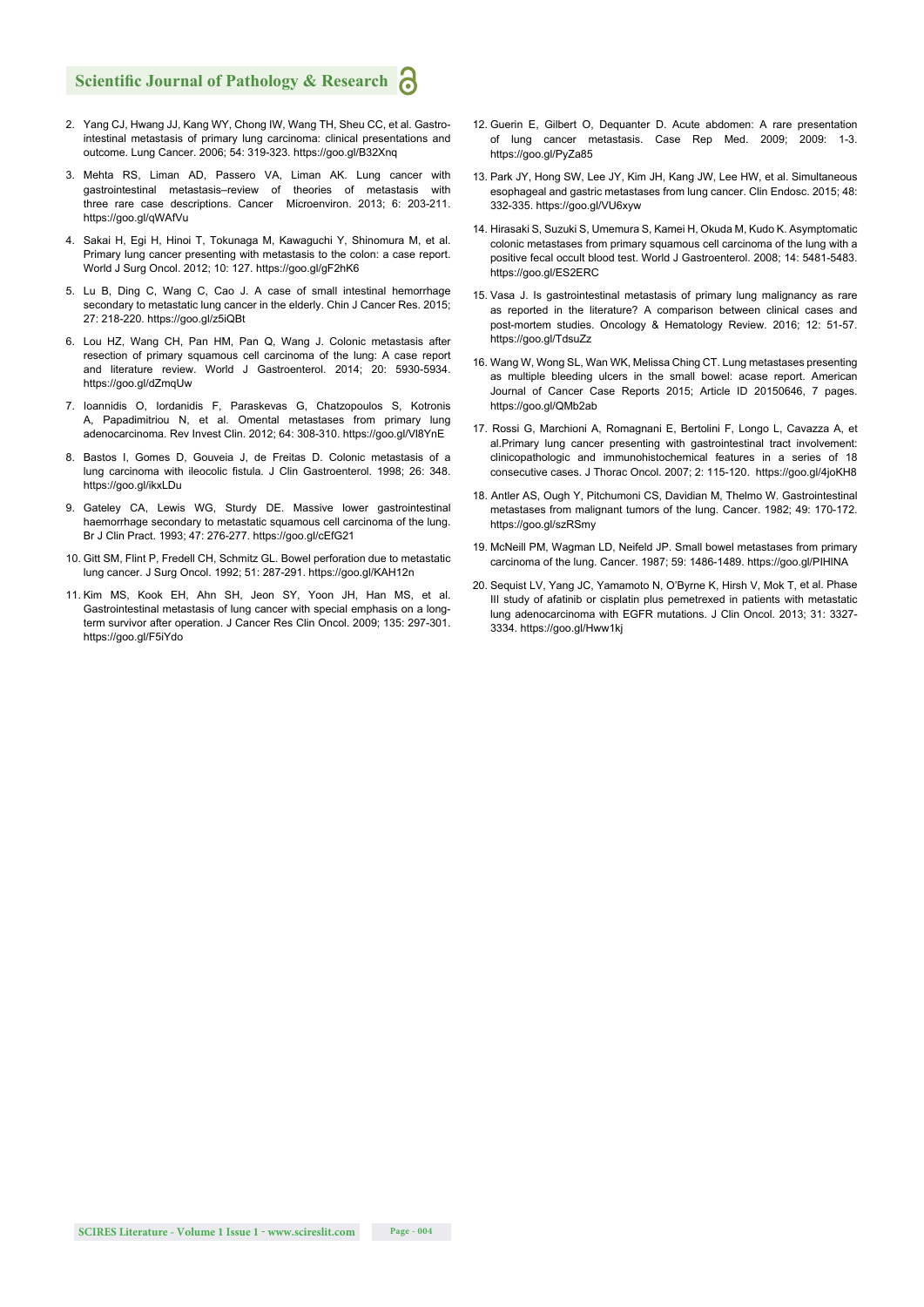2. Yang CJ, Hwang JJ, Kang WY, Chong IW, Wang TH, Sheu CC, et al. Gastro-intestinal metastasis of primary lung carcinoma: clinical presentations and outcome. Lung Cancer. 2006; 54: 319-323. https://goo.gl/B32Xnq

3. Mehta RS, Liman AD, Passero VA, Liman AK. Lung cancer with gastrointestinal metastasis–review of theories of metastasis with three rare case descriptions. Cancer Microenviron. 2013; 6: 203-211. https://goo.gl/qWAfVu

4. Sakai H, Egi H, Hinoi T, Tokunaga M, Kawaguchi Y, Shinomura M, et al. Primary lung cancer presenting with metastasis to the colon: a case report. World J Surg Oncol. 2012; 10: 127. https://goo.gl/gF2hK6

5. Lu B, Ding C, Wang C, Cao J. A case of small intestinal hemorrhage secondary to metastatic lung cancer in the elderly. Chin J Cancer Res. 2015; 27: 218-220. https://goo.gl/z5iQBt

6. Lou HZ, Wang CH, Pan HM, Pan Q, Wang J. Colonic metastasis after resection of primary squamous cell carcinoma of the lung: A case report and literature review. World J Gastroenterol. 2014; 20: 5930-5934. https://goo.gl/dZmqUw

7. Ioannidis O, Iordanidis F, Paraskevas G, Chatzopoulos S, Kotronis A, Papadimitriou N, et al. Omental metastases from primary lung adenocarcinoma. Rev Invest Clin. 2012; 64: 308-310. https://goo.gl/Vl8YnE

8. Bastos I, Gomes D, Gouveia J, de Freitas D. Colonic metastasis of a lung carcinoma with ileocolic fistula. J Clin Gastroenterol. 1998; 26: 348. https://goo.gl/ikxLDu

9. Gateley CA, Lewis WG, Sturdy DE. Massive lower gastrointestinal haemorrhage secondary to metastatic squamous cell carcinoma of the lung. Br J Clin Pract. 1993; 47: 276-277. https://goo.gl/cEfG21

10. Gitt SM, Flint P, Fredell CH, Schmitz GL. Bowel perforation due to metastatic lung cancer. J Surg Oncol. 1992; 51: 287-291. https://goo.gl/KAH12n

11. Kim MS, Kook EH, Ahn SH, Jeon SY, Yoon JH, Han MS, et al. Gastrointestinal metastasis of lung cancer with special emphasis on a long-term survivor after operation. J Cancer Res Clin Oncol. 2009; 135: 297-301. https://goo.gl/F5iYdo

12. Guerin E, Gilbert O, Dequanter D. Acute abdomen: A rare presentation of lung cancer metastasis. Case Rep Med. 2009; 2009: 1-3. https://goo.gl/PyZa85

13. Park JY, Hong SW, Lee JY, Kim JH, Kang JW, Lee HW, et al. Simultaneous esophageal and gastric metastases from lung cancer. Clin Endosc. 2015; 48: 332-335. https://goo.gl/VU6xyw

14. Hirasaki S, Suzuki S, Umemura S, Kamei H, Okuda M, Kudo K. Asymptomatic colonic metastases from primary squamous cell carcinoma of the lung with a positive fecal occult blood test. World J Gastroenterol. 2008; 14: 5481-5483. https://goo.gl/ES2ERC

15. Vasa J. Is gastrointestinal metastasis of primary lung malignancy as rare as reported in the literature? A comparison between clinical cases and post-mortem studies. Oncology & Hematology Review. 2016; 12: 51-57. https://goo.gl/TdsuZz

16. Wang W, Wong SL, Wan WK, Melissa Ching CT. Lung metastases presenting as multiple bleeding ulcers in the small bowel: acase report. American Journal of Cancer Case Reports 2015; Article ID 20150646, 7 pages. https://goo.gl/QMb2ab

17. Rossi G, Marchioni A, Romagnani E, Bertolini F, Longo L, Cavazza A, et al.Primary lung cancer presenting with gastrointestinal tract involvement: clinicopathologic and immunohistochemical features in a series of 18 consecutive cases. J Thorac Oncol. 2007; 2: 115-120. https://goo.gl/4joKH8

18. Antler AS, Ough Y, Pitchumoni CS, Davidian M, Thelmo W. Gastrointestinal metastases from malignant tumors of the lung. Cancer. 1982; 49: 170-172. https://goo.gl/szRSmy

19. McNeill PM, Wagman LD, Neifeld JP. Small bowel metastases from primary carcinoma of the lung. Cancer. 1987; 59: 1486-1489. https://goo.gl/PIHINA

20. Sequist LV, Yang JC, Yamamoto N, O'Byrne K, Hirsh V, Mok T, et al. Phase III study of afatinib or cisplatin plus pemetrexed in patients with metastatic lung adenocarcinoma with EGFR mutations. J Clin Oncol. 2013; 31: 3327-3334. https://goo.gl/Hww1kj